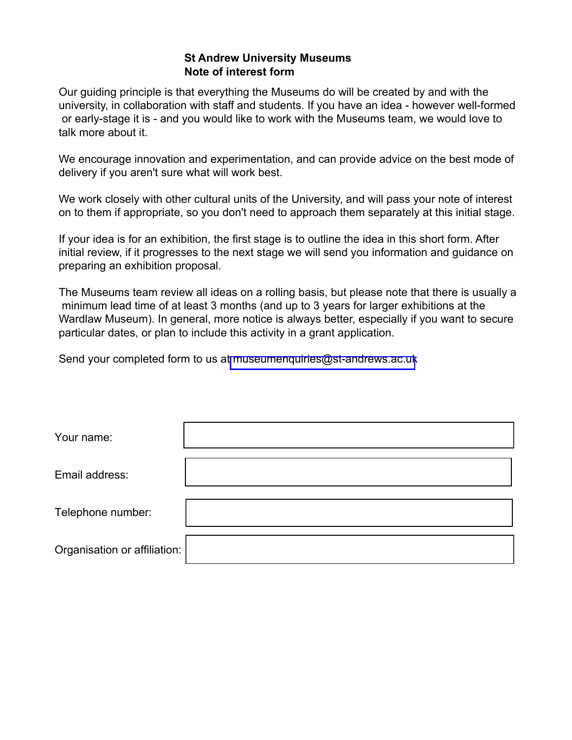**St Andrew University Museums**
**Note of interest form**

Our guiding principle is that everything the Museums do will be created by and with the university, in collaboration with staff and students. If you have an idea - however well-formed or early-stage it is - and you would like to work with the Museums team, we would love to talk more about it.

We encourage innovation and experimentation, and can provide advice on the best mode of delivery if you aren't sure what will work best.

We work closely with other cultural units of the University, and will pass your note of interest on to them if appropriate, so you don't need to approach them separately at this initial stage.

If your idea is for an exhibition, the first stage is to outline the idea in this short form. After initial review, if it progresses to the next stage we will send you information and guidance on preparing an exhibition proposal.

The Museums team review all ideas on a rolling basis, but please note that there is usually a minimum lead time of at least 3 months (and up to 3 years for larger exhibitions at the Wardlaw Museum). In general, more notice is always better, especially if you want to secure particular dates, or plan to include this activity in a grant application.

Send your completed form to us at museumenquiries@st-andrews.ac.uk

Your name:

Email address:

Telephone number:

Organisation or affiliation: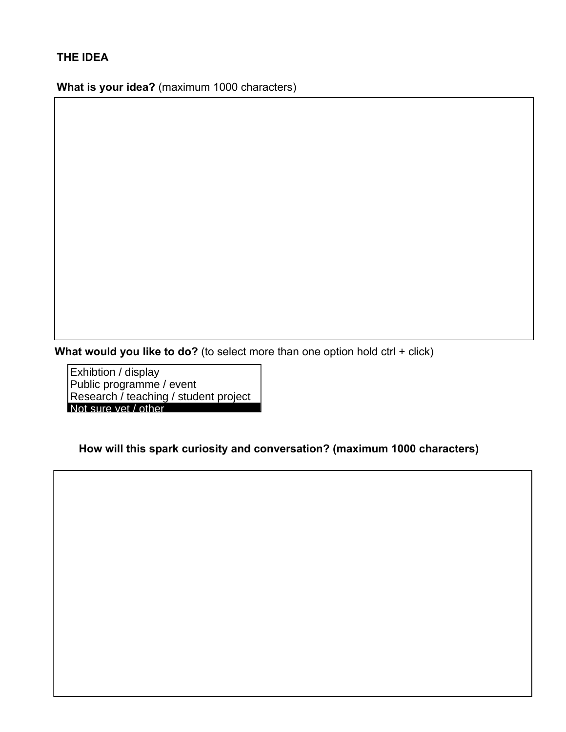## THE IDEA

**What is your idea?** (maximum 1000 characters)

**What would you like to do?** (to select more than one option hold ctrl + click)

- Exhibtion / display
- Public programme / event
- Research / teaching / student project
- Not sure yet / other

**How will this spark curiosity and conversation? (maximum 1000 characters)**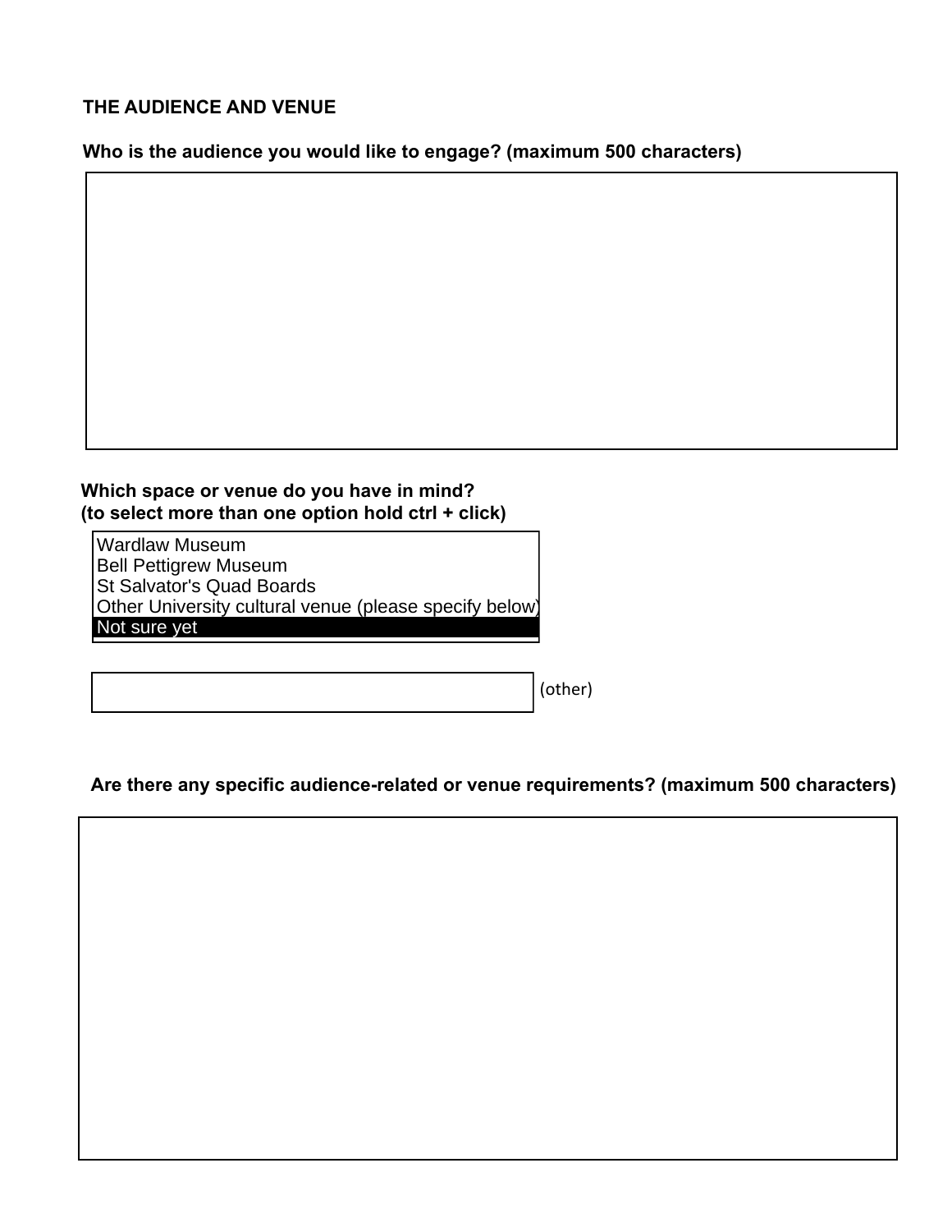## THE AUDIENCE AND VENUE

**Who is the audience you would like to engage? (maximum 500 characters)**

**Which space or venue do you have in mind?**
**(to select more than one option hold ctrl + click)**

- Wardlaw Museum
- Bell Pettigrew Museum
- St Salvator's Quad Boards
- Other University cultural venue (please specify below)
- Not sure yet

(other)

**Are there any specific audience-related or venue requirements? (maximum 500 characters)**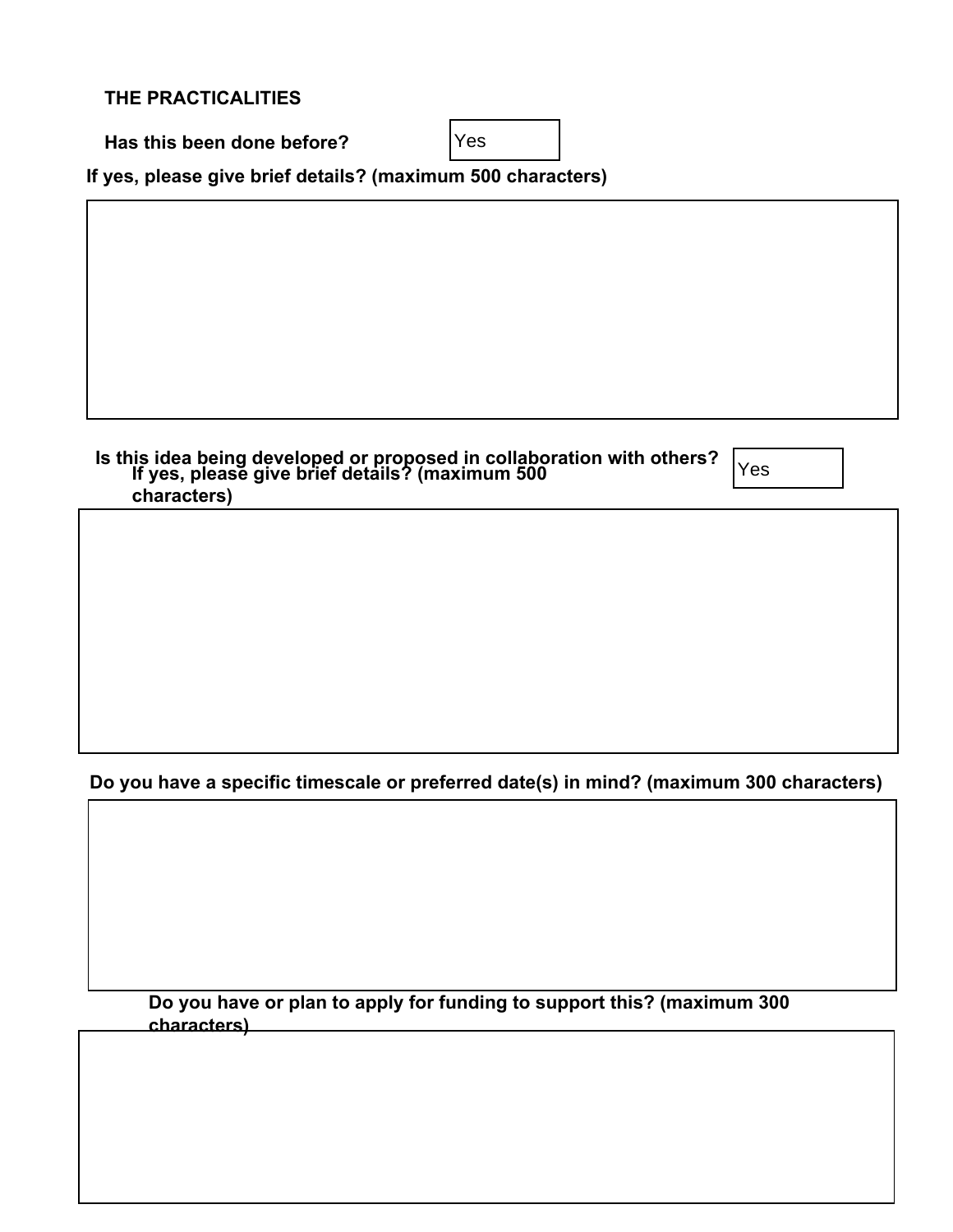**THE PRACTICALITIES**

**Has this been done before?** Yes

**If yes, please give brief details? (maximum 500 characters)**

**Is this idea being developed or proposed in collaboration with others?** Yes

**If yes, please give brief details? (maximum 500 characters)**

**Do you have a specific timescale or preferred date(s) in mind? (maximum 300 characters)**

**Do you have or plan to apply for funding to support this? (maximum 300 characters)**